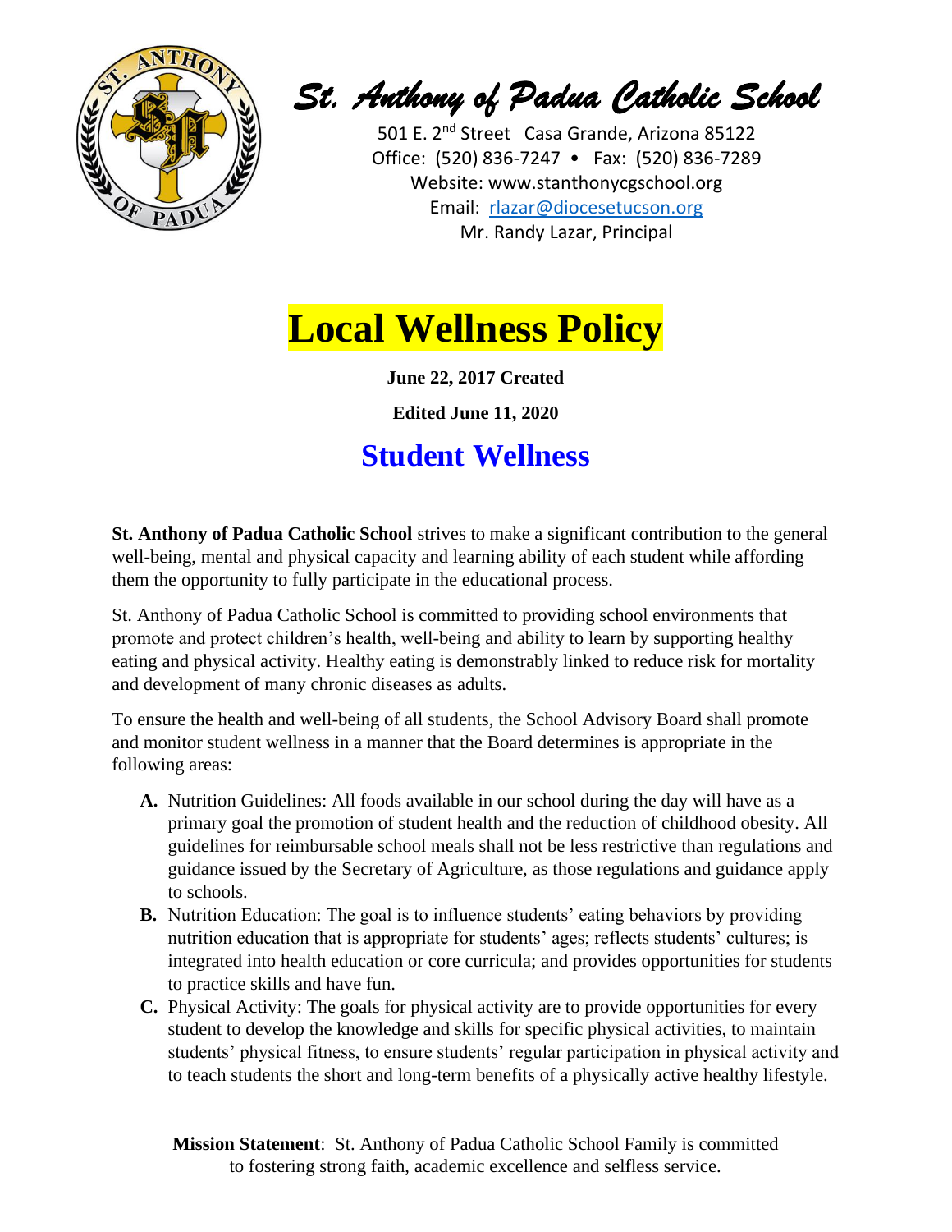# St. Anthony of Padua Catholic School

501 E. 2nd Street Casa Grande, Arizona 85122
Office: (520) 836-7247 • Fax: (520) 836-7289
Website: www.stanthonycgschool.org
Email: rlazar@diocesetucson.org
Mr. Randy Lazar, Principal

# Local Wellness Policy

**June 22, 2017 Created**

**Edited June 11, 2020**

## Student Wellness

**St. Anthony of Padua Catholic School** strives to make a significant contribution to the general well-being, mental and physical capacity and learning ability of each student while affording them the opportunity to fully participate in the educational process.

St. Anthony of Padua Catholic School is committed to providing school environments that promote and protect children's health, well-being and ability to learn by supporting healthy eating and physical activity. Healthy eating is demonstrably linked to reduce risk for mortality and development of many chronic diseases as adults.

To ensure the health and well-being of all students, the School Advisory Board shall promote and monitor student wellness in a manner that the Board determines is appropriate in the following areas:

**A.** Nutrition Guidelines: All foods available in our school during the day will have as a primary goal the promotion of student health and the reduction of childhood obesity. All guidelines for reimbursable school meals shall not be less restrictive than regulations and guidance issued by the Secretary of Agriculture, as those regulations and guidance apply to schools.

**B.** Nutrition Education: The goal is to influence students' eating behaviors by providing nutrition education that is appropriate for students' ages; reflects students' cultures; is integrated into health education or core curricula; and provides opportunities for students to practice skills and have fun.

**C.** Physical Activity: The goals for physical activity are to provide opportunities for every student to develop the knowledge and skills for specific physical activities, to maintain students' physical fitness, to ensure students' regular participation in physical activity and to teach students the short and long-term benefits of a physically active healthy lifestyle.

**Mission Statement**: St. Anthony of Padua Catholic School Family is committed to fostering strong faith, academic excellence and selfless service.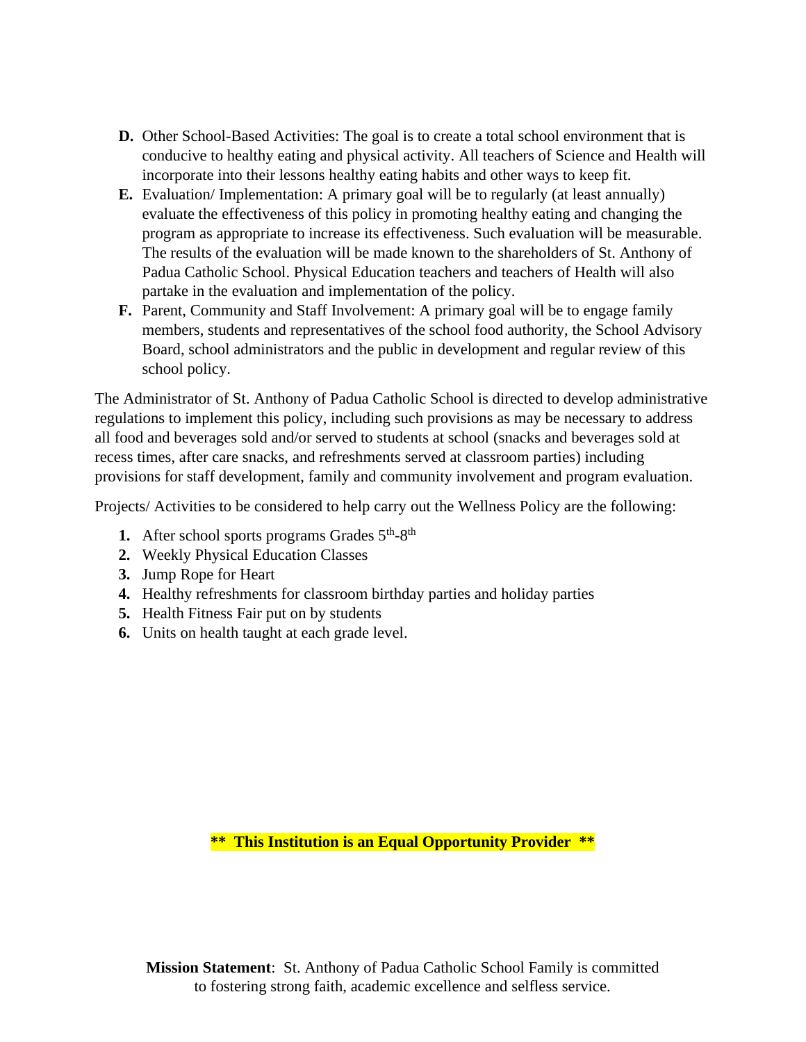D. Other School-Based Activities: The goal is to create a total school environment that is conducive to healthy eating and physical activity. All teachers of Science and Health will incorporate into their lessons healthy eating habits and other ways to keep fit.

E. Evaluation/ Implementation: A primary goal will be to regularly (at least annually) evaluate the effectiveness of this policy in promoting healthy eating and changing the program as appropriate to increase its effectiveness. Such evaluation will be measurable. The results of the evaluation will be made known to the shareholders of St. Anthony of Padua Catholic School. Physical Education teachers and teachers of Health will also partake in the evaluation and implementation of the policy.

F. Parent, Community and Staff Involvement: A primary goal will be to engage family members, students and representatives of the school food authority, the School Advisory Board, school administrators and the public in development and regular review of this school policy.

The Administrator of St. Anthony of Padua Catholic School is directed to develop administrative regulations to implement this policy, including such provisions as may be necessary to address all food and beverages sold and/or served to students at school (snacks and beverages sold at recess times, after care snacks, and refreshments served at classroom parties) including provisions for staff development, family and community involvement and program evaluation.

Projects/ Activities to be considered to help carry out the Wellness Policy are the following:

1. After school sports programs Grades 5th-8th
2. Weekly Physical Education Classes
3. Jump Rope for Heart
4. Healthy refreshments for classroom birthday parties and holiday parties
5. Health Fitness Fair put on by students
6. Units on health taught at each grade level.

**\*\* This Institution is an Equal Opportunity Provider \*\***

**Mission Statement**: St. Anthony of Padua Catholic School Family is committed to fostering strong faith, academic excellence and selfless service.